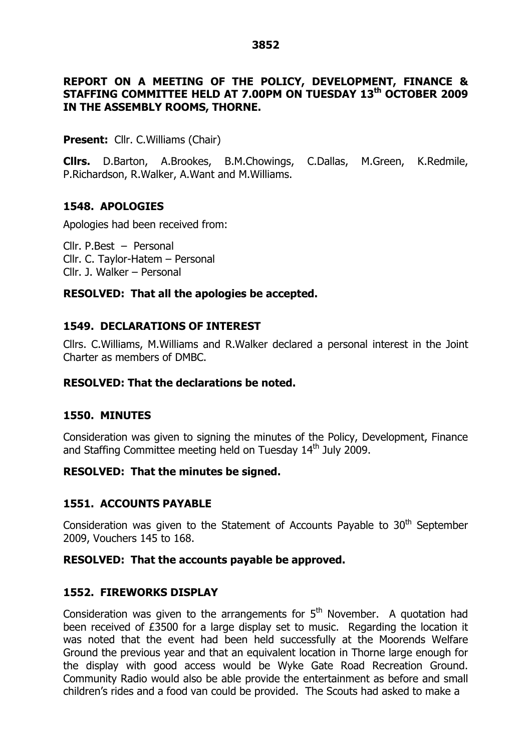## REPORT ON A MEETING OF THE POLICY, DEVELOPMENT, FINANCE & STAFFING COMMITTEE HELD AT 7.00PM ON TUESDAY 13th OCTOBER 2009 IN THE ASSEMBLY ROOMS, THORNE.

**Present:** Cllr. C.Williams (Chair)

**Cllrs.** D.Barton, A.Brookes, B.M.Chowings, C.Dallas, M.Green, K.Redmile, P.Richardson, R.Walker, A.Want and M.Williams.

### 1548. APOLOGIES

Apologies had been received from:

Cllr. P.Best – Personal
Cllr. C. Taylor-Hatem – Personal
Cllr. J. Walker – Personal

**RESOLVED: That all the apologies be accepted.**

### 1549. DECLARATIONS OF INTEREST

Cllrs. C.Williams, M.Williams and R.Walker declared a personal interest in the Joint Charter as members of DMBC.

**RESOLVED: That the declarations be noted.**

### 1550. MINUTES

Consideration was given to signing the minutes of the Policy, Development, Finance and Staffing Committee meeting held on Tuesday 14th July 2009.

**RESOLVED: That the minutes be signed.**

### 1551. ACCOUNTS PAYABLE

Consideration was given to the Statement of Accounts Payable to 30th September 2009, Vouchers 145 to 168.

**RESOLVED: That the accounts payable be approved.**

### 1552. FIREWORKS DISPLAY

Consideration was given to the arrangements for 5th November. A quotation had been received of £3500 for a large display set to music. Regarding the location it was noted that the event had been held successfully at the Moorends Welfare Ground the previous year and that an equivalent location in Thorne large enough for the display with good access would be Wyke Gate Road Recreation Ground. Community Radio would also be able provide the entertainment as before and small children's rides and a food van could be provided. The Scouts had asked to make a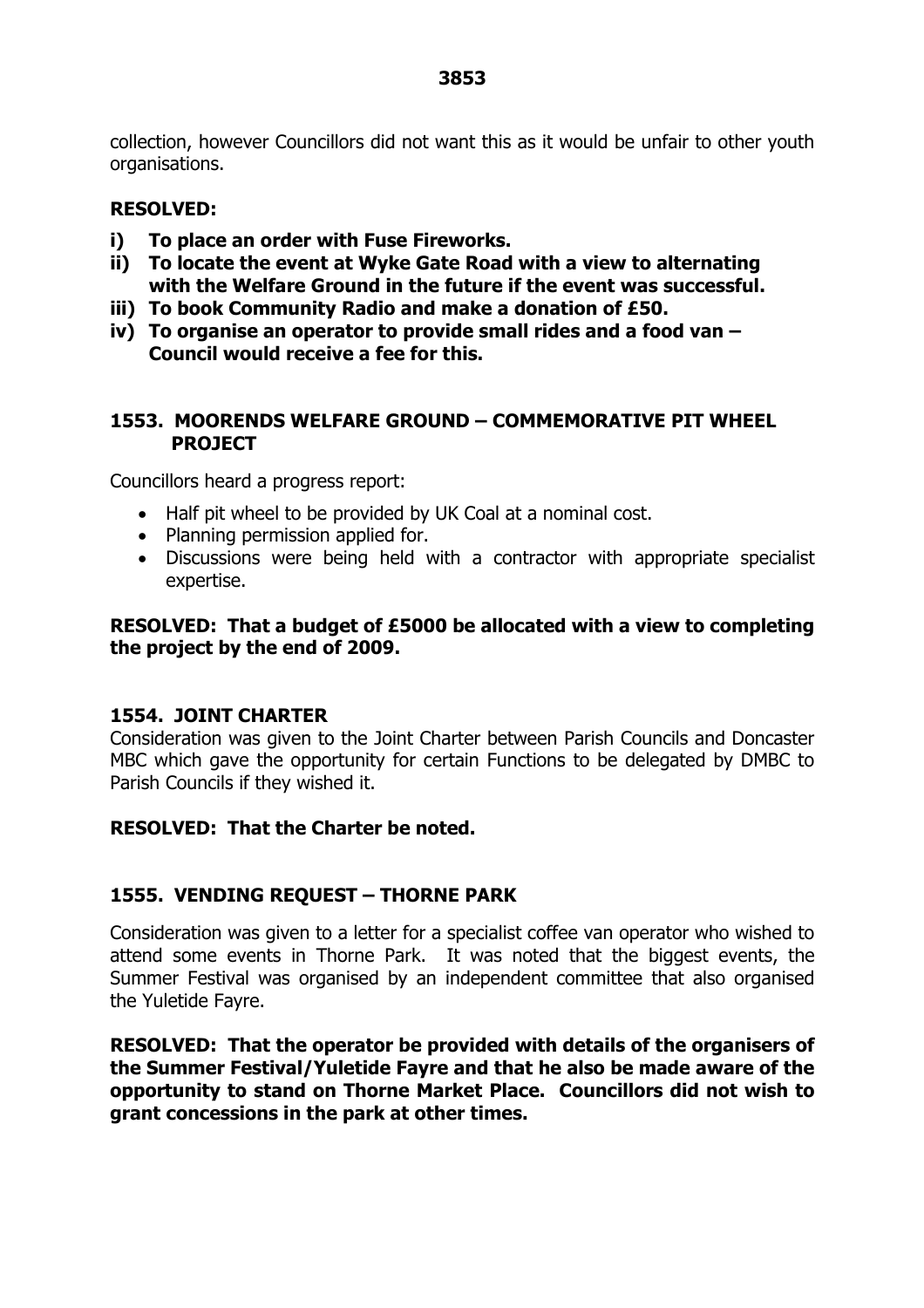collection, however Councillors did not want this as it would be unfair to other youth organisations.

**RESOLVED:**

**i) To place an order with Fuse Fireworks.**
**ii) To locate the event at Wyke Gate Road with a view to alternating with the Welfare Ground in the future if the event was successful.**
**iii) To book Community Radio and make a donation of £50.**
**iv) To organise an operator to provide small rides and a food van – Council would receive a fee for this.**

## 1553. MOORENDS WELFARE GROUND – COMMEMORATIVE PIT WHEEL PROJECT

Councillors heard a progress report:

- Half pit wheel to be provided by UK Coal at a nominal cost.
- Planning permission applied for.
- Discussions were being held with a contractor with appropriate specialist expertise.

**RESOLVED: That a budget of £5000 be allocated with a view to completing the project by the end of 2009.**

## 1554. JOINT CHARTER

Consideration was given to the Joint Charter between Parish Councils and Doncaster MBC which gave the opportunity for certain Functions to be delegated by DMBC to Parish Councils if they wished it.

**RESOLVED: That the Charter be noted.**

## 1555. VENDING REQUEST – THORNE PARK

Consideration was given to a letter for a specialist coffee van operator who wished to attend some events in Thorne Park. It was noted that the biggest events, the Summer Festival was organised by an independent committee that also organised the Yuletide Fayre.

**RESOLVED: That the operator be provided with details of the organisers of the Summer Festival/Yuletide Fayre and that he also be made aware of the opportunity to stand on Thorne Market Place. Councillors did not wish to grant concessions in the park at other times.**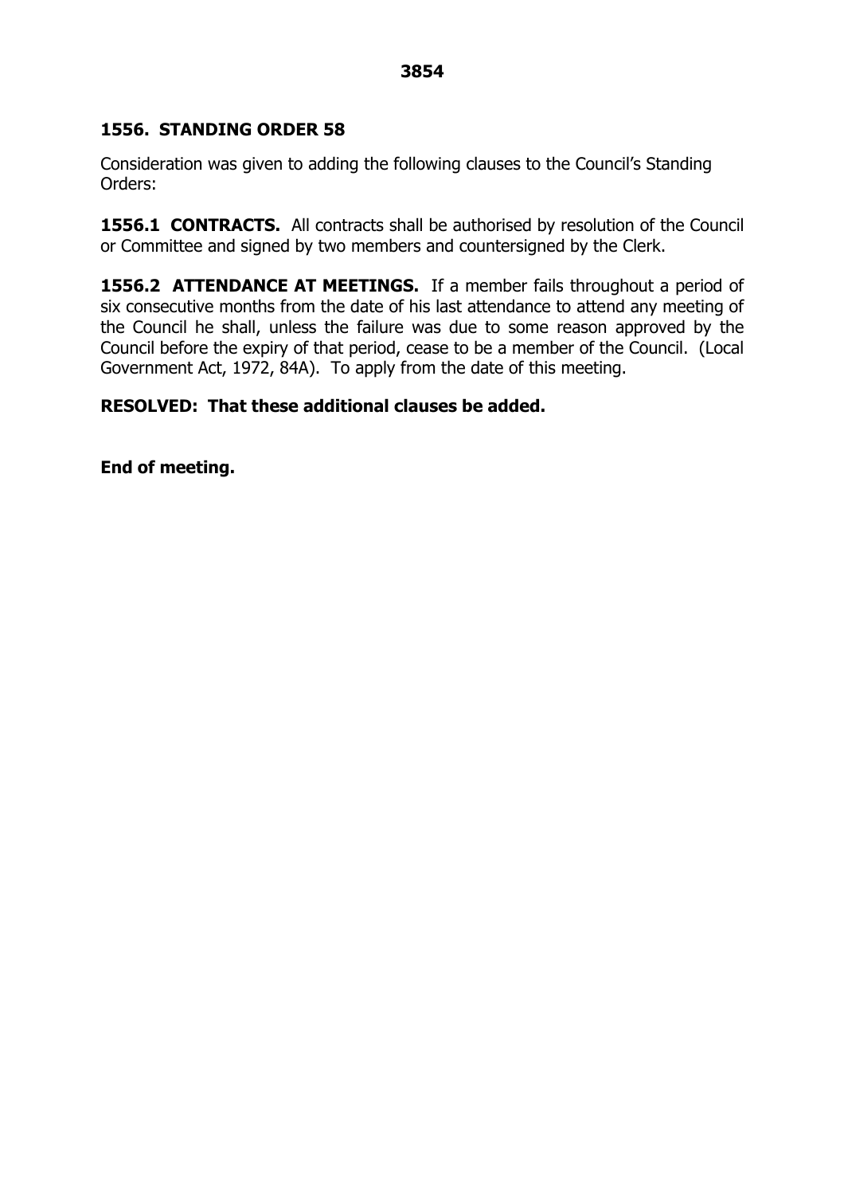## 1556. STANDING ORDER 58

Consideration was given to adding the following clauses to the Council's Standing Orders:

**1556.1 CONTRACTS.** All contracts shall be authorised by resolution of the Council or Committee and signed by two members and countersigned by the Clerk.

**1556.2 ATTENDANCE AT MEETINGS.** If a member fails throughout a period of six consecutive months from the date of his last attendance to attend any meeting of the Council he shall, unless the failure was due to some reason approved by the Council before the expiry of that period, cease to be a member of the Council. (Local Government Act, 1972, 84A). To apply from the date of this meeting.

**RESOLVED: That these additional clauses be added.**

**End of meeting.**